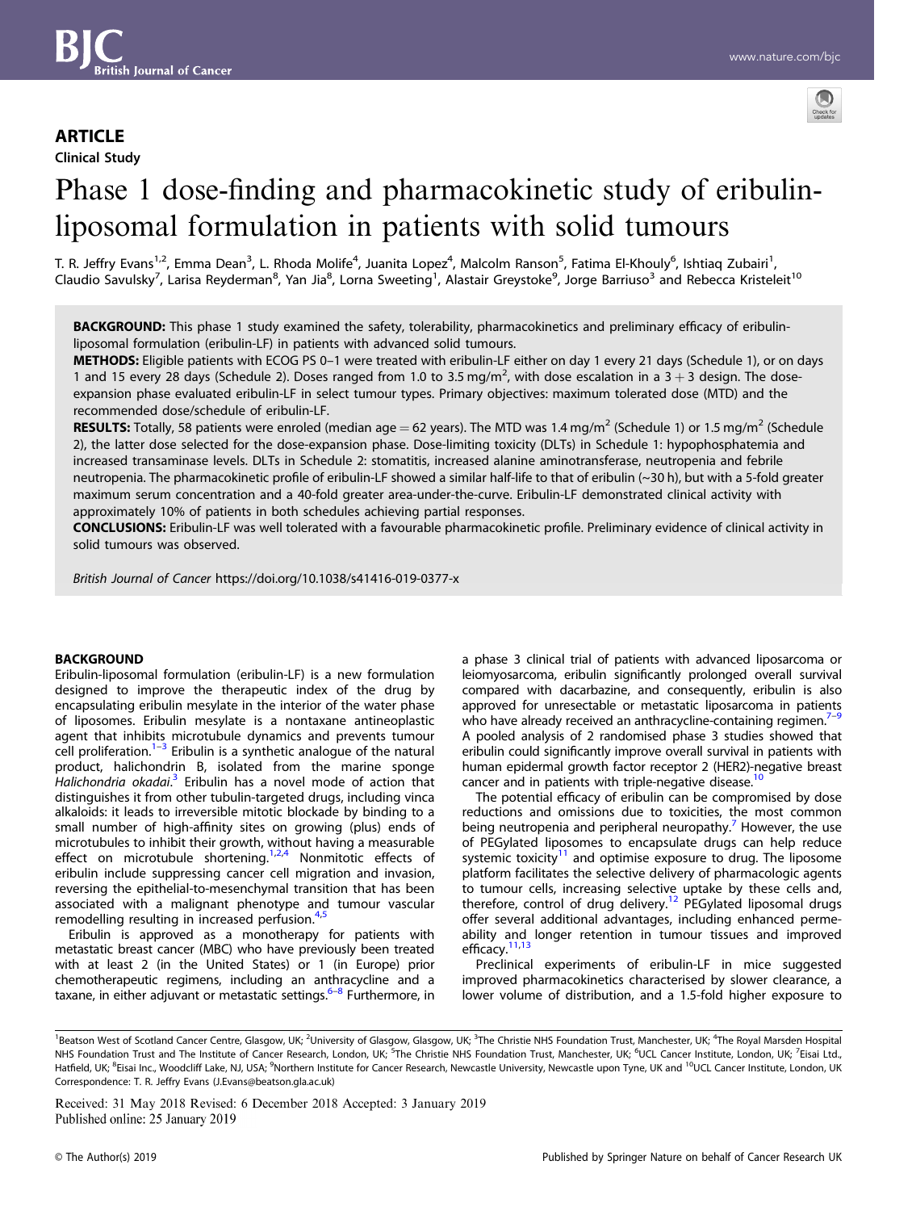## ARTICLE

Clinical Study

# Phase 1 dose-finding and pharmacokinetic study of eribulin-liposomal formulation in patients with solid tumours

T. R. Jeffry Evans[1,2], Emma Dean[3], L. Rhoda Molife[4], Juanita Lopez[4], Malcolm Ranson[5], Fatima El-Khouly[6], Ishtiaq Zubairi[1], Claudio Savulsky[7], Larisa Reyderman[8], Yan Jia[8], Lorna Sweeting[1], Alastair Greystoke[9], Jorge Barriuso[3] and Rebecca Kristeleit[10]

**BACKGROUND:** This phase 1 study examined the safety, tolerability, pharmacokinetics and preliminary efficacy of eribulin-liposomal formulation (eribulin-LF) in patients with advanced solid tumours.

**METHODS:** Eligible patients with ECOG PS 0–1 were treated with eribulin-LF either on day 1 every 21 days (Schedule 1), or on days 1 and 15 every 28 days (Schedule 2). Doses ranged from 1.0 to 3.5 mg/m$^2$, with dose escalation in a 3 + 3 design. The dose-expansion phase evaluated eribulin-LF in select tumour types. Primary objectives: maximum tolerated dose (MTD) and the recommended dose/schedule of eribulin-LF.

**RESULTS:** Totally, 58 patients were enroled (median age = 62 years). The MTD was 1.4 mg/m$^2$ (Schedule 1) or 1.5 mg/m$^2$ (Schedule 2), the latter dose selected for the dose-expansion phase. Dose-limiting toxicity (DLTs) in Schedule 1: hypophosphatemia and increased transaminase levels. DLTs in Schedule 2: stomatitis, increased alanine aminotransferase, neutropenia and febrile neutropenia. The pharmacokinetic profile of eribulin-LF showed a similar half-life to that of eribulin (~30 h), but with a 5-fold greater maximum serum concentration and a 40-fold greater area-under-the-curve. Eribulin-LF demonstrated clinical activity with approximately 10% of patients in both schedules achieving partial responses.

**CONCLUSIONS:** Eribulin-LF was well tolerated with a favourable pharmacokinetic profile. Preliminary evidence of clinical activity in solid tumours was observed.

*British Journal of Cancer* https://doi.org/10.1038/s41416-019-0377-x

## BACKGROUND

Eribulin-liposomal formulation (eribulin-LF) is a new formulation designed to improve the therapeutic index of the drug by encapsulating eribulin mesylate in the interior of the water phase of liposomes. Eribulin mesylate is a nontaxane antineoplastic agent that inhibits microtubule dynamics and prevents tumour cell proliferation.[1–3] Eribulin is a synthetic analogue of the natural product, halichondrin B, isolated from the marine sponge *Halichondria okadai*.[3] Eribulin has a novel mode of action that distinguishes it from other tubulin-targeted drugs, including vinca alkaloids: it leads to irreversible mitotic blockade by binding to a small number of high-affinity sites on growing (plus) ends of microtubules to inhibit their growth, without having a measurable effect on microtubule shortening.[1,2,4] Nonmitotic effects of eribulin include suppressing cancer cell migration and invasion, reversing the epithelial-to-mesenchymal transition that has been associated with a malignant phenotype and tumour vascular remodelling resulting in increased perfusion.[4,5]

Eribulin is approved as a monotherapy for patients with metastatic breast cancer (MBC) who have previously been treated with at least 2 (in the United States) or 1 (in Europe) prior chemotherapeutic regimens, including an anthracycline and a taxane, in either adjuvant or metastatic settings.[6–8] Furthermore, in a phase 3 clinical trial of patients with advanced liposarcoma or leiomyosarcoma, eribulin significantly prolonged overall survival compared with dacarbazine, and consequently, eribulin is also approved for unresectable or metastatic liposarcoma in patients who have already received an anthracycline-containing regimen.[7–9] A pooled analysis of 2 randomised phase 3 studies showed that eribulin could significantly improve overall survival in patients with human epidermal growth factor receptor 2 (HER2)-negative breast cancer and in patients with triple-negative disease.[10]

The potential efficacy of eribulin can be compromised by dose reductions and omissions due to toxicities, the most common being neutropenia and peripheral neuropathy.[7] However, the use of PEGylated liposomes to encapsulate drugs can help reduce systemic toxicity[11] and optimise exposure to drug. The liposome platform facilitates the selective delivery of pharmacologic agents to tumour cells, increasing selective uptake by these cells and, therefore, control of drug delivery.[12] PEGylated liposomal drugs offer several additional advantages, including enhanced permeability and longer retention in tumour tissues and improved efficacy.[11,13]

Preclinical experiments of eribulin-LF in mice suggested improved pharmacokinetics characterised by slower clearance, a lower volume of distribution, and a 1.5-fold higher exposure to

[1]Beatson West of Scotland Cancer Centre, Glasgow, UK; [2]University of Glasgow, Glasgow, UK; [3]The Christie NHS Foundation Trust, Manchester, UK; [4]The Royal Marsden Hospital NHS Foundation Trust and The Institute of Cancer Research, London, UK; [5]The Christie NHS Foundation Trust, Manchester, UK; [6]UCL Cancer Institute, London, UK; [7]Eisai Ltd., Hatfield, UK; [8]Eisai Inc., Woodcliff Lake, NJ, USA; [9]Northern Institute for Cancer Research, Newcastle University, Newcastle upon Tyne, UK and [10]UCL Cancer Institute, London, UK
Correspondence: T. R. Jeffry Evans (J.Evans@beatson.gla.ac.uk)

Received: 31 May 2018 Revised: 6 December 2018 Accepted: 3 January 2019
Published online: 25 January 2019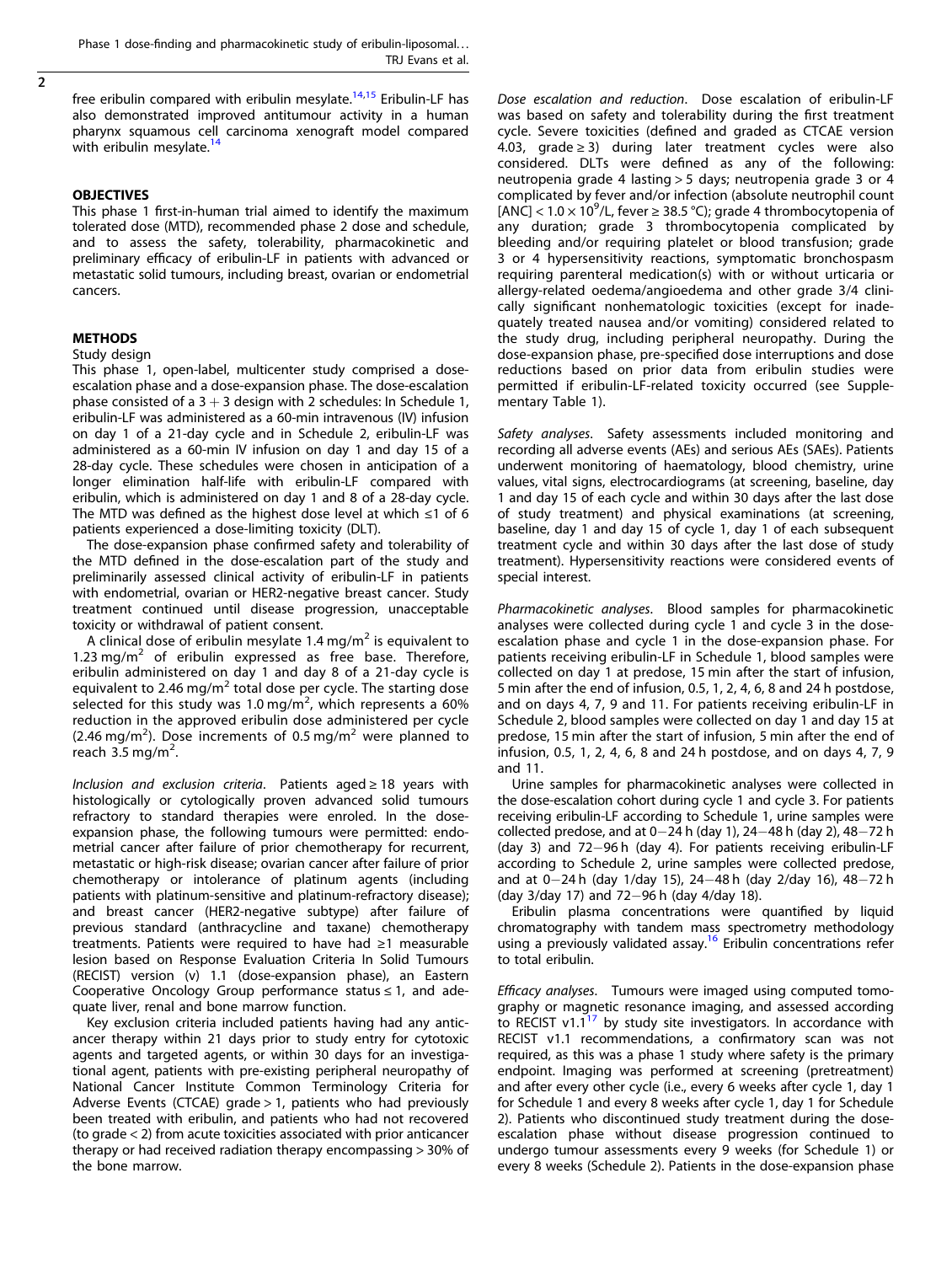free eribulin compared with eribulin mesylate.[14,15] Eribulin-LF has also demonstrated improved antitumour activity in a human pharynx squamous cell carcinoma xenograft model compared with eribulin mesylate.[14]

## OBJECTIVES

This phase 1 first-in-human trial aimed to identify the maximum tolerated dose (MTD), recommended phase 2 dose and schedule, and to assess the safety, tolerability, pharmacokinetic and preliminary efficacy of eribulin-LF in patients with advanced or metastatic solid tumours, including breast, ovarian or endometrial cancers.

## METHODS

### Study design

This phase 1, open-label, multicenter study comprised a dose-escalation phase and a dose-expansion phase. The dose-escalation phase consisted of a 3 + 3 design with 2 schedules: In Schedule 1, eribulin-LF was administered as a 60-min intravenous (IV) infusion on day 1 of a 21-day cycle and in Schedule 2, eribulin-LF was administered as a 60-min IV infusion on day 1 and day 15 of a 28-day cycle. These schedules were chosen in anticipation of a longer elimination half-life with eribulin-LF compared with eribulin, which is administered on day 1 and 8 of a 21-day cycle. The MTD was defined as the highest dose level at which ≤1 of 6 patients experienced a dose-limiting toxicity (DLT).

The dose-expansion phase confirmed safety and tolerability of the MTD defined in the dose-escalation part of the study and preliminarily assessed clinical activity of eribulin-LF in patients with endometrial, ovarian or HER2-negative breast cancer. Study treatment continued until disease progression, unacceptable toxicity or withdrawal of patient consent.

A clinical dose of eribulin mesylate 1.4 mg/m$^2$ is equivalent to 1.23 mg/m$^2$ of eribulin expressed as free base. Therefore, eribulin administered on day 1 and day 8 of a 21-day cycle is equivalent to 2.46 mg/m$^2$ total dose per cycle. The starting dose selected for this study was 1.0 mg/m$^2$, which represents a 60% reduction in the approved eribulin dose administered per cycle (2.46 mg/m$^2$). Dose increments of 0.5 mg/m$^2$ were planned to reach 3.5 mg/m$^2$.

*Inclusion and exclusion criteria*. Patients aged ≥ 18 years with histologically or cytologically proven advanced solid tumours refractory to standard therapies were enroled. In the dose-expansion phase, the following tumours were permitted: endometrial cancer after failure of prior chemotherapy for recurrent, metastatic or high-risk disease; ovarian cancer after failure of prior chemotherapy or intolerance of platinum agents (including patients with platinum-sensitive and platinum-refractory disease); and breast cancer (HER2-negative subtype) after failure of previous standard (anthracycline and taxane) chemotherapy treatments. Patients were required to have had ≥1 measurable lesion based on Response Evaluation Criteria In Solid Tumours (RECIST) version (v) 1.1 (dose-expansion phase), an Eastern Cooperative Oncology Group performance status ≤ 1, and adequate liver, renal and bone marrow function.

Key exclusion criteria included patients having had any anticancer therapy within 21 days prior to study entry for cytotoxic agents and targeted agents, or within 30 days for an investigational agent, patients with pre-existing peripheral neuropathy of National Cancer Institute Common Terminology Criteria for Adverse Events (CTCAE) grade > 1, patients who had previously been treated with eribulin, and patients who had not recovered (to grade < 2) from acute toxicities associated with prior anticancer therapy or had received radiation therapy encompassing > 30% of the bone marrow.

*Dose escalation and reduction*. Dose escalation of eribulin-LF was based on safety and tolerability during the first treatment cycle. Severe toxicities (defined and graded as CTCAE version 4.03, grade ≥ 3) during later treatment cycles were also considered. DLTs were defined as any of the following: neutropenia grade 4 lasting > 5 days; neutropenia grade 3 or 4 complicated by fever and/or infection (absolute neutrophil count [ANC] < 1.0 × 10$^9$/L, fever ≥ 38.5 °C); grade 4 thrombocytopenia of any duration; grade 3 thrombocytopenia complicated by bleeding and/or requiring platelet or blood transfusion; grade 3 or 4 hypersensitivity reactions, symptomatic bronchospasm requiring parenteral medication(s) with or without urticaria or allergy-related oedema/angioedema and other grade 3/4 clinically significant nonhematologic toxicities (except for inadequately treated nausea and/or vomiting) considered related to the study drug, including peripheral neuropathy. During the dose-expansion phase, pre-specified dose interruptions and dose reductions based on prior data from eribulin studies were permitted if eribulin-LF-related toxicity occurred (see Supplementary Table 1).

*Safety analyses*. Safety assessments included monitoring and recording all adverse events (AEs) and serious AEs (SAEs). Patients underwent monitoring of haematology, blood chemistry, urine values, vital signs, electrocardiograms (at screening, baseline, day 1 and day 15 of each cycle and within 30 days after the last dose of study treatment) and physical examinations (at screening, baseline, day 1 and day 15 of cycle 1, day 1 of each subsequent treatment cycle and within 30 days after the last dose of study treatment). Hypersensitivity reactions were considered events of special interest.

*Pharmacokinetic analyses*. Blood samples for pharmacokinetic analyses were collected during cycle 1 and cycle 3 in the dose-escalation phase and cycle 1 in the dose-expansion phase. For patients receiving eribulin-LF in Schedule 1, blood samples were collected on day 1 at predose, 15 min after the start of infusion, 5 min after the end of infusion, 0.5, 1, 2, 4, 6, 8 and 24 h postdose, and on days 4, 7, 9 and 11. For patients receiving eribulin-LF in Schedule 2, blood samples were collected on day 1 and day 15 at predose, 15 min after the start of infusion, 5 min after the end of infusion, 0.5, 1, 2, 4, 6, 8 and 24 h postdose, and on days 4, 7, 9 and 11.

Urine samples for pharmacokinetic analyses were collected in the dose-escalation cohort during cycle 1 and cycle 3. For patients receiving eribulin-LF according to Schedule 1, urine samples were collected predose, and at 0−24 h (day 1), 24−48 h (day 2), 48−72 h (day 3) and 72−96 h (day 4). For patients receiving eribulin-LF according to Schedule 2, urine samples were collected predose, and at 0−24 h (day 1/day 15), 24−48 h (day 2/day 16), 48−72 h (day 3/day 17) and 72−96 h (day 4/day 18).

Eribulin plasma concentrations were quantified by liquid chromatography with tandem mass spectrometry methodology using a previously validated assay.[16] Eribulin concentrations refer to total eribulin.

*Efficacy analyses*. Tumours were imaged using computed tomography or magnetic resonance imaging, and assessed according to RECIST v1.1[17] by study site investigators. In accordance with RECIST v1.1 recommendations, a confirmatory scan was not required, as this was a phase 1 study where safety is the primary endpoint. Imaging was performed at screening (pretreatment) and after every other cycle (i.e., every 6 weeks after cycle 1, day 1 for Schedule 1 and every 8 weeks after cycle 1, day 1 for Schedule 2). Patients who discontinued study treatment during the dose-escalation phase without disease progression continued to undergo tumour assessments every 9 weeks (for Schedule 1) or every 8 weeks (Schedule 2). Patients in the dose-expansion phase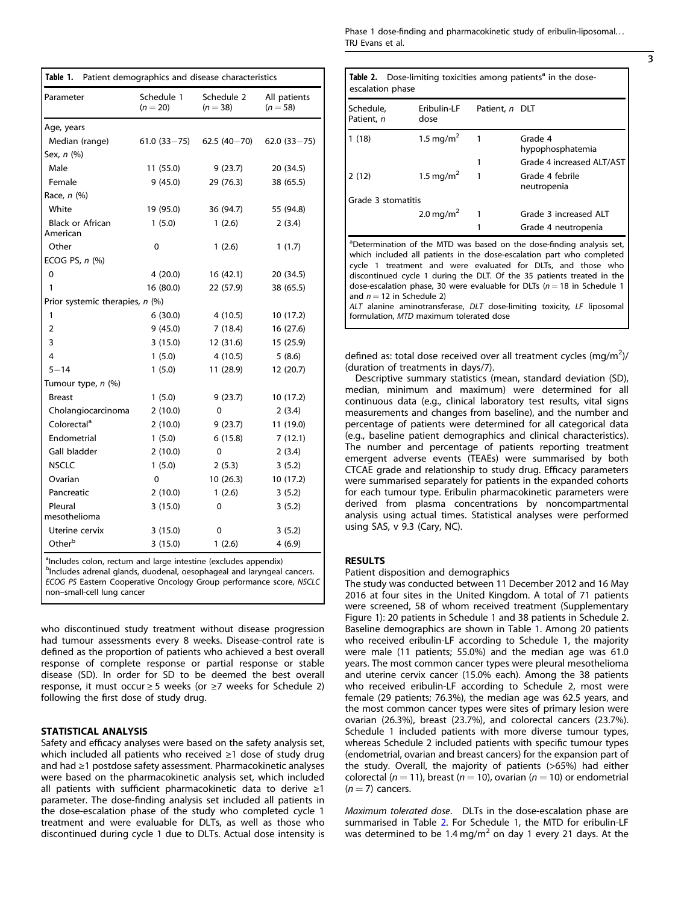**Table 1.** Patient demographics and disease characteristics

| Parameter | Schedule 1 ($n = 20$) | Schedule 2 ($n = 38$) | All patients ($n = 58$) |
|---|---|---|---|
| Age, years | | | |
| Median (range) | 61.0 (33−75) | 62.5 (40−70) | 62.0 (33−75) |
| Sex, *n* (%) | | | |
| Male | 11 (55.0) | 9 (23.7) | 20 (34.5) |
| Female | 9 (45.0) | 29 (76.3) | 38 (65.5) |
| Race, *n* (%) | | | |
| White | 19 (95.0) | 36 (94.7) | 55 (94.8) |
| Black or African American | 1 (5.0) | 1 (2.6) | 2 (3.4) |
| Other | 0 | 1 (2.6) | 1 (1.7) |
| ECOG PS, *n* (%) | | | |
| 0 | 4 (20.0) | 16 (42.1) | 20 (34.5) |
| 1 | 16 (80.0) | 22 (57.9) | 38 (65.5) |
| Prior systemic therapies, *n* (%) | | | |
| 1 | 6 (30.0) | 4 (10.5) | 10 (17.2) |
| 2 | 9 (45.0) | 7 (18.4) | 16 (27.6) |
| 3 | 3 (15.0) | 12 (31.6) | 15 (25.9) |
| 4 | 1 (5.0) | 4 (10.5) | 5 (8.6) |
| 5−14 | 1 (5.0) | 11 (28.9) | 12 (20.7) |
| Tumour type, *n* (%) | | | |
| Breast | 1 (5.0) | 9 (23.7) | 10 (17.2) |
| Cholangiocarcinoma | 2 (10.0) | 0 | 2 (3.4) |
| Colorectal[a] | 2 (10.0) | 9 (23.7) | 11 (19.0) |
| Endometrial | 1 (5.0) | 6 (15.8) | 7 (12.1) |
| Gall bladder | 2 (10.0) | 0 | 2 (3.4) |
| NSCLC | 1 (5.0) | 2 (5.3) | 3 (5.2) |
| Ovarian | 0 | 10 (26.3) | 10 (17.2) |
| Pancreatic | 2 (10.0) | 1 (2.6) | 3 (5.2) |
| Pleural mesothelioma | 3 (15.0) | 0 | 3 (5.2) |
| Uterine cervix | 3 (15.0) | 0 | 3 (5.2) |
| Other[b] | 3 (15.0) | 1 (2.6) | 4 (6.9) |

[a]Includes colon, rectum and large intestine (excludes appendix)
[b]Includes adrenal glands, duodenal, oesophageal and laryngeal cancers.
*ECOG PS* Eastern Cooperative Oncology Group performance score, *NSCLC* non–small-cell lung cancer

who discontinued study treatment without disease progression had tumour assessments every 8 weeks. Disease-control rate is defined as the proportion of patients who achieved a best overall response of complete response or partial response or stable disease (SD). In order for SD to be deemed the best overall response, it must occur ≥ 5 weeks (or ≥7 weeks for Schedule 2) following the first dose of study drug.

## STATISTICAL ANALYSIS

Safety and efficacy analyses were based on the safety analysis set, which included all patients who received ≥1 dose of study drug and had ≥1 postdose safety assessment. Pharmacokinetic analyses were based on the pharmacokinetic analysis set, which included all patients with sufficient pharmacokinetic data to derive ≥1 parameter. The dose-finding analysis set included all patients in the dose-escalation phase of the study who completed cycle 1 treatment and were evaluable for DLTs, as well as those who discontinued during cycle 1 due to DLTs. Actual dose intensity is defined as: total dose received over all treatment cycles (mg/m$^2$)/(duration of treatments in days/7).

Descriptive summary statistics (mean, standard deviation (SD), median, minimum and maximum) were determined for all continuous data (e.g., clinical laboratory test results, vital signs measurements and changes from baseline), and the number and percentage of patients were determined for all categorical data (e.g., baseline patient demographics and clinical characteristics). The number and percentage of patients reporting treatment emergent adverse events (TEAEs) were summarised by both CTCAE grade and relationship to study drug. Efficacy parameters were summarised separately for patients in the expanded cohorts for each tumour type. Eribulin pharmacokinetic parameters were derived from plasma concentrations by noncompartmental analysis using actual times. Statistical analyses were performed using SAS, v 9.3 (Cary, NC).

**Table 2.** Dose-limiting toxicities among patients[a] in the dose-escalation phase

| Schedule, Patient, *n* | Eribulin-LF dose | Patient, *n* | DLT |
|---|---|---|---|
| 1 (18) | 1.5 mg/m$^2$ | 1 | Grade 4 hypophosphatemia |
| | | 1 | Grade 4 increased ALT/AST |
| 2 (12) | 1.5 mg/m$^2$ | 1 | Grade 4 febrile neutropenia |
| Grade 3 stomatitis | | | |
| | 2.0 mg/m$^2$ | 1 | Grade 3 increased ALT |
| | | 1 | Grade 4 neutropenia |

[a]Determination of the MTD was based on the dose-finding analysis set, which included all patients in the dose-escalation part who completed cycle 1 treatment and were evaluated for DLTs, and those who discontinued cycle 1 during the DLT. Of the 35 patients treated in the dose-escalation phase, 30 were evaluable for DLTs ($n = 18$ in Schedule 1 and $n = 12$ in Schedule 2)
*ALT* alanine aminotransferase, *DLT* dose-limiting toxicity, *LF* liposomal formulation, *MTD* maximum tolerated dose

## RESULTS

Patient disposition and demographics

The study was conducted between 11 December 2012 and 16 May 2016 at four sites in the United Kingdom. A total of 71 patients were screened, 58 of whom received treatment (Supplementary Figure 1): 20 patients in Schedule 1 and 38 patients in Schedule 2. Baseline demographics are shown in Table 1. Among 20 patients who received eribulin-LF according to Schedule 1, the majority were male (11 patients; 55.0%) and the median age was 61.0 years. The most common cancer types were pleural mesothelioma and uterine cervix cancer (15.0% each). Among the 38 patients who received eribulin-LF according to Schedule 2, most were female (29 patients; 76.3%), the median age was 62.5 years, and the most common cancer types were sites of primary lesion were ovarian (26.3%), breast (23.7%), and colorectal cancers (23.7%). Schedule 1 included patients with more diverse tumour types, whereas Schedule 2 included patients with specific tumour types (endometrial, ovarian and breast cancers) for the expansion part of the study. Overall, the majority of patients (>65%) had either colorectal ($n = 11$), breast ($n = 10$), ovarian ($n = 10$) or endometrial ($n = 7$) cancers.

*Maximum tolerated dose.* DLTs in the dose-escalation phase are summarised in Table 2. For Schedule 1, the MTD for eribulin-LF was determined to be 1.4 mg/m$^2$ on day 1 every 21 days. At the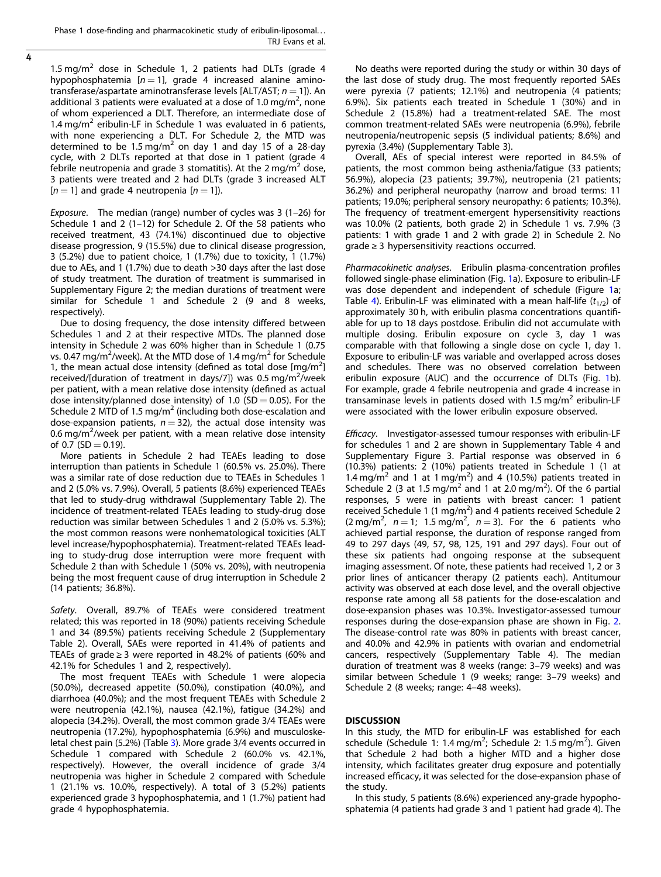1.5 mg/m$^2$ dose in Schedule 1, 2 patients had DLTs (grade 4 hypophosphatemia [$n = 1$], grade 4 increased alanine aminotransferase/aspartate aminotransferase levels [ALT/AST; $n = 1$]). An additional 3 patients were evaluated at a dose of 1.0 mg/m$^2$, none of whom experienced a DLT. Therefore, an intermediate dose of 1.4 mg/m$^2$ eribulin-LF in Schedule 1 was evaluated in 6 patients, with none experiencing a DLT. For Schedule 2, the MTD was determined to be 1.5 mg/m$^2$ on day 1 and day 15 of a 28-day cycle, with 2 DLTs reported at that dose in 1 patient (grade 4 febrile neutropenia and grade 3 stomatitis). At the 2 mg/m$^2$ dose, 3 patients were treated and 2 had DLTs (grade 3 increased ALT [$n = 1$] and grade 4 neutropenia [$n = 1$]).

*Exposure*. The median (range) number of cycles was 3 (1–26) for Schedule 1 and 2 (1–12) for Schedule 2. Of the 58 patients who received treatment, 43 (74.1%) discontinued due to objective disease progression, 9 (15.5%) due to clinical disease progression, 3 (5.2%) due to patient choice, 1 (1.7%) due to toxicity, 1 (1.7%) due to AEs, and 1 (1.7%) due to death >30 days after the last dose of study treatment. The duration of treatment is summarised in Supplementary Figure 2; the median durations of treatment were similar for Schedule 1 and Schedule 2 (9 and 8 weeks, respectively).

Due to dosing frequency, the dose intensity differed between Schedules 1 and 2 at their respective MTDs. The planned dose intensity in Schedule 2 was 60% higher than in Schedule 1 (0.75 vs. 0.47 mg/m$^2$/week). At the MTD dose of 1.4 mg/m$^2$ for Schedule 1, the mean actual dose intensity (defined as total dose [mg/m$^2$] received/[duration of treatment in days/7]) was 0.5 mg/m$^2$/week per patient, with a mean relative dose intensity (defined as actual dose intensity/planned dose intensity) of 1.0 (SD = 0.05). For the Schedule 2 MTD of 1.5 mg/m$^2$ (including both dose-escalation and dose-expansion patients, $n = 32$), the actual dose intensity was 0.6 mg/m$^2$/week per patient, with a mean relative dose intensity of 0.7 (SD = 0.19).

More patients in Schedule 2 had TEAEs leading to dose interruption than patients in Schedule 1 (60.5% vs. 25.0%). There was a similar rate of dose reduction due to TEAEs in Schedules 1 and 2 (5.0% vs. 7.9%). Overall, 5 patients (8.6%) experienced TEAEs that led to study-drug withdrawal (Supplementary Table 2). The incidence of treatment-related TEAEs leading to study-drug dose reduction was similar between Schedules 1 and 2 (5.0% vs. 5.3%); the most common reasons were nonhematological toxicities (ALT level increase/hypophosphatemia). Treatment-related TEAEs leading to study-drug dose interruption were more frequent with Schedule 2 than with Schedule 1 (50% vs. 20%), with neutropenia being the most frequent cause of drug interruption in Schedule 2 (14 patients; 36.8%).

*Safety*. Overall, 89.7% of TEAEs were considered treatment related; this was reported in 18 (90%) patients receiving Schedule 1 and 34 (89.5%) patients receiving Schedule 2 (Supplementary Table 2). Overall, SAEs were reported in 41.4% of patients and TEAEs of grade ≥ 3 were reported in 48.2% of patients (60% and 42.1% for Schedules 1 and 2, respectively).

The most frequent TEAEs with Schedule 1 were alopecia (50.0%), decreased appetite (50.0%), constipation (40.0%), and diarrhoea (40.0%); and the most frequent TEAEs with Schedule 2 were neutropenia (42.1%), nausea (42.1%), fatigue (34.2%) and alopecia (34.2%). Overall, the most common grade 3/4 TEAEs were neutropenia (17.2%), hypophosphatemia (6.9%) and musculoskeletal chest pain (5.2%) (Table 3). More grade 3/4 events occurred in Schedule 1 compared with Schedule 2 (60.0% vs. 42.1%, respectively). However, the overall incidence of grade 3/4 neutropenia was higher in Schedule 2 compared with Schedule 1 (21.1% vs. 10.0%, respectively). A total of 3 (5.2%) patients experienced grade 3 hypophosphatemia, and 1 (1.7%) patient had grade 4 hypophosphatemia.

No deaths were reported during the study or within 30 days of the last dose of study drug. The most frequently reported SAEs were pyrexia (7 patients; 12.1%) and neutropenia (4 patients; 6.9%). Six patients each treated in Schedule 1 (30%) and in Schedule 2 (15.8%) had a treatment-related SAE. The most common treatment-related SAEs were neutropenia (6.9%), febrile neutropenia/neutropenic sepsis (5 individual patients; 8.6%) and pyrexia (3.4%) (Supplementary Table 3).

Overall, AEs of special interest were reported in 84.5% of patients, the most common being asthenia/fatigue (33 patients; 56.9%), alopecia (23 patients; 39.7%), neutropenia (21 patients; 36.2%) and peripheral neuropathy (narrow and broad terms: 11 patients; 19.0%; peripheral sensory neuropathy: 6 patients; 10.3%). The frequency of treatment-emergent hypersensitivity reactions was 10.0% (2 patients, both grade 2) in Schedule 1 vs. 7.9% (3 patients: 1 with grade 1 and 2 with grade 2) in Schedule 2. No grade ≥ 3 hypersensitivity reactions occurred.

*Pharmacokinetic analyses*. Eribulin plasma-concentration profiles followed single-phase elimination (Fig. 1a). Exposure to eribulin-LF was dose dependent and independent of schedule (Figure 1a; Table 4). Eribulin-LF was eliminated with a mean half-life ($t_{1/2}$) of approximately 30 h, with eribulin plasma concentrations quantifiable for up to 18 days postdose. Eribulin did not accumulate with multiple dosing. Eribulin exposure on cycle 3, day 1 was comparable with that following a single dose on cycle 1, day 1. Exposure to eribulin-LF was variable and overlapped across doses and schedules. There was no observed correlation between eribulin exposure (AUC) and the occurrence of DLTs (Fig. 1b). For example, grade 4 febrile neutropenia and grade 4 increase in transaminase levels in patients dosed with 1.5 mg/m$^2$ eribulin-LF were associated with the lower eribulin exposure observed.

*Efficacy*. Investigator-assessed tumour responses with eribulin-LF for schedules 1 and 2 are shown in Supplementary Table 4 and Supplementary Figure 3. Partial response was observed in 6 (10.3%) patients: 2 (10%) patients treated in Schedule 1 (1 at 1.4 mg/m$^2$ and 1 at 1 mg/m$^2$) and 4 (10.5%) patients treated in Schedule 2 (3 at 1.5 mg/m$^2$ and 1 at 2.0 mg/m$^2$). Of the 6 partial responses, 5 were in patients with breast cancer: 1 patient received Schedule 1 (1 mg/m$^2$) and 4 patients received Schedule 2 (2 mg/m$^2$, $n = 1$; 1.5 mg/m$^2$, $n = 3$). For the 6 patients who achieved partial response, the duration of response ranged from 49 to 297 days (49, 57, 98, 125, 191 and 297 days). Four out of these six patients had ongoing response at the subsequent imaging assessment. Of note, these patients had received 1, 2 or 3 prior lines of anticancer therapy (2 patients each). Antitumour activity was observed at each dose level, and the overall objective response rate among all 58 patients for the dose-escalation and dose-expansion phases was 10.3%. Investigator-assessed tumour responses during the dose-expansion phase are shown in Fig. 2. The disease-control rate was 80% in patients with breast cancer, and 40.0% and 42.9% in patients with ovarian and endometrial cancers, respectively (Supplementary Table 4). The median duration of treatment was 8 weeks (range: 3–79 weeks) and was similar between Schedule 1 (9 weeks; range: 3–79 weeks) and Schedule 2 (8 weeks; range: 4–48 weeks).

## DISCUSSION

In this study, the MTD for eribulin-LF was established for each schedule (Schedule 1: 1.4 mg/m$^2$; Schedule 2: 1.5 mg/m$^2$). Given that Schedule 2 had both a higher MTD and a higher dose intensity, which facilitates greater drug exposure and potentially increased efficacy, it was selected for the dose-expansion phase of the study.

In this study, 5 patients (8.6%) experienced any-grade hypophosphatemia (4 patients had grade 3 and 1 patient had grade 4). The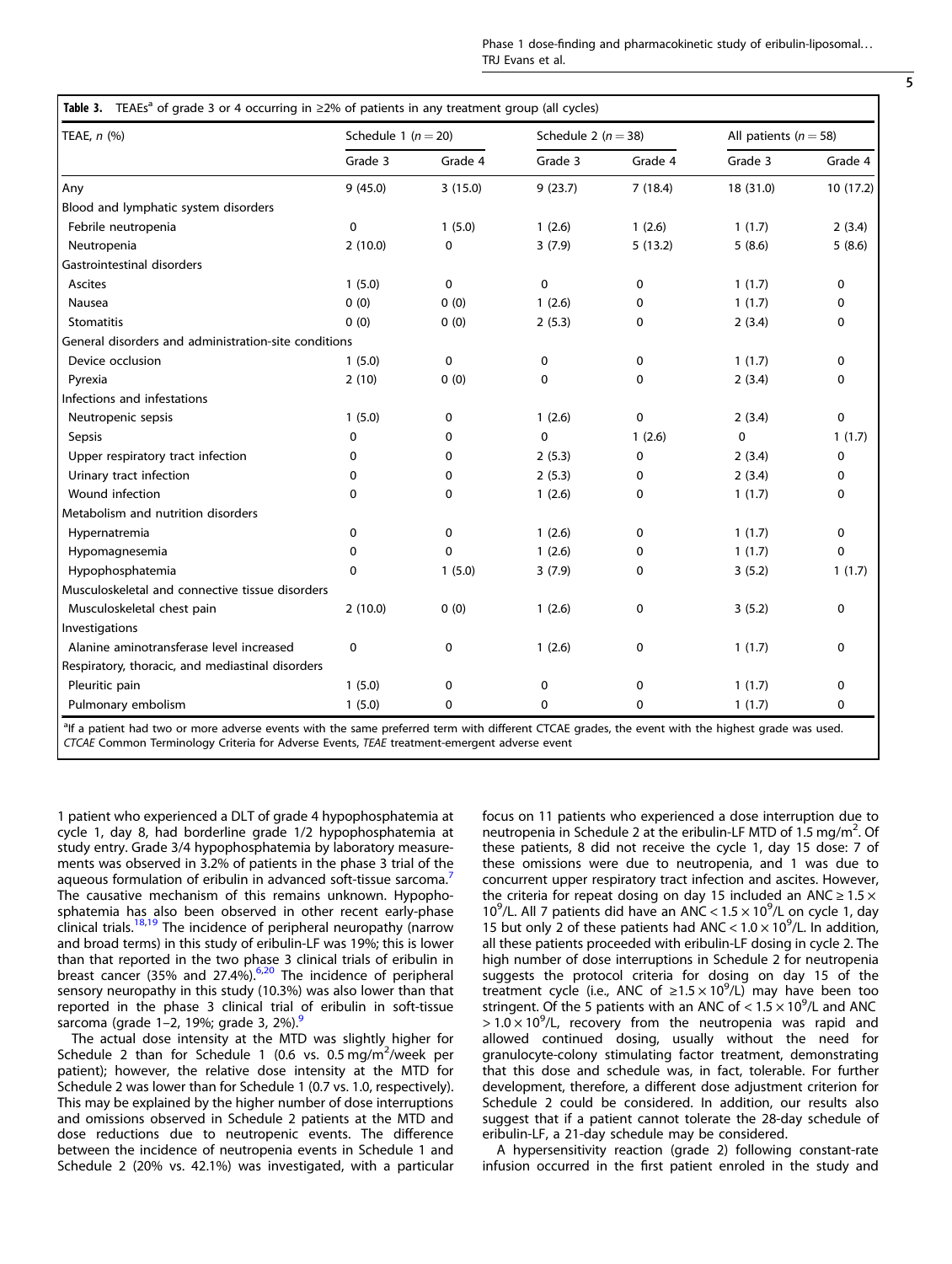**Table 3.** TEAEs[a] of grade 3 or 4 occurring in ≥2% of patients in any treatment group (all cycles)

| TEAE, n (%) | Schedule 1 (n = 20) | | Schedule 2 (n = 38) | | All patients (n = 58) | |
|---|---|---|---|---|---|---|
| | Grade 3 | Grade 4 | Grade 3 | Grade 4 | Grade 3 | Grade 4 |
| Any | 9 (45.0) | 3 (15.0) | 9 (23.7) | 7 (18.4) | 18 (31.0) | 10 (17.2) |
| Blood and lymphatic system disorders | | | | | | |
| Febrile neutropenia | 0 | 1 (5.0) | 1 (2.6) | 1 (2.6) | 1 (1.7) | 2 (3.4) |
| Neutropenia | 2 (10.0) | 0 | 3 (7.9) | 5 (13.2) | 5 (8.6) | 5 (8.6) |
| Gastrointestinal disorders | | | | | | |
| Ascites | 1 (5.0) | 0 | 0 | 0 | 1 (1.7) | 0 |
| Nausea | 0 (0) | 0 (0) | 1 (2.6) | 0 | 1 (1.7) | 0 |
| Stomatitis | 0 (0) | 0 (0) | 2 (5.3) | 0 | 2 (3.4) | 0 |
| General disorders and administration-site conditions | | | | | | |
| Device occlusion | 1 (5.0) | 0 | 0 | 0 | 1 (1.7) | 0 |
| Pyrexia | 2 (10) | 0 (0) | 0 | 0 | 2 (3.4) | 0 |
| Infections and infestations | | | | | | |
| Neutropenic sepsis | 1 (5.0) | 0 | 1 (2.6) | 0 | 2 (3.4) | 0 |
| Sepsis | 0 | 0 | 0 | 1 (2.6) | 0 | 1 (1.7) |
| Upper respiratory tract infection | 0 | 0 | 2 (5.3) | 0 | 2 (3.4) | 0 |
| Urinary tract infection | 0 | 0 | 2 (5.3) | 0 | 2 (3.4) | 0 |
| Wound infection | 0 | 0 | 1 (2.6) | 0 | 1 (1.7) | 0 |
| Metabolism and nutrition disorders | | | | | | |
| Hypernatremia | 0 | 0 | 1 (2.6) | 0 | 1 (1.7) | 0 |
| Hypomagnesemia | 0 | 0 | 1 (2.6) | 0 | 1 (1.7) | 0 |
| Hypophosphatemia | 0 | 1 (5.0) | 3 (7.9) | 0 | 3 (5.2) | 1 (1.7) |
| Musculoskeletal and connective tissue disorders | | | | | | |
| Musculoskeletal chest pain | 2 (10.0) | 0 (0) | 1 (2.6) | 0 | 3 (5.2) | 0 |
| Investigations | | | | | | |
| Alanine aminotransferase level increased | 0 | 0 | 1 (2.6) | 0 | 1 (1.7) | 0 |
| Respiratory, thoracic, and mediastinal disorders | | | | | | |
| Pleuritic pain | 1 (5.0) | 0 | 0 | 0 | 1 (1.7) | 0 |
| Pulmonary embolism | 1 (5.0) | 0 | 0 | 0 | 1 (1.7) | 0 |

[a]If a patient had two or more adverse events with the same preferred term with different CTCAE grades, the event with the highest grade was used.
*CTCAE* Common Terminology Criteria for Adverse Events, *TEAE* treatment-emergent adverse event

1 patient who experienced a DLT of grade 4 hypophosphatemia at cycle 1, day 8, had borderline grade 1/2 hypophosphatemia at study entry. Grade 3/4 hypophosphatemia by laboratory measurements was observed in 3.2% of patients in the phase 3 trial of the aqueous formulation of eribulin in advanced soft-tissue sarcoma.[7] The causative mechanism of this remains unknown. Hypophosphatemia has also been observed in other recent early-phase clinical trials.[18,19] The incidence of peripheral neuropathy (narrow and broad terms) in this study of eribulin-LF was 19%; this is lower than that reported in the two phase 3 clinical trials of eribulin in breast cancer (35% and 27.4%).[6,20] The incidence of peripheral sensory neuropathy in this study (10.3%) was also lower than that reported in the phase 3 clinical trial of eribulin in soft-tissue sarcoma (grade 1–2, 19%; grade 3, 2%).[9]

The actual dose intensity at the MTD was slightly higher for Schedule 2 than for Schedule 1 (0.6 vs. 0.5 mg/m$^2$/week per patient); however, the relative dose intensity at the MTD for Schedule 2 was lower than for Schedule 1 (0.7 vs. 1.0, respectively). This may be explained by the higher number of dose interruptions and omissions observed in Schedule 2 patients at the MTD and dose reductions due to neutropenic events. The difference between the incidence of neutropenia events in Schedule 1 and Schedule 2 (20% vs. 42.1%) was investigated, with a particular focus on 11 patients who experienced a dose interruption due to neutropenia in Schedule 2 at the eribulin-LF MTD of 1.5 mg/m$^2$. Of these patients, 8 did not receive the cycle 1, day 15 dose: 7 of these omissions were due to neutropenia, and 1 was due to concurrent upper respiratory tract infection and ascites. However, the criteria for repeat dosing on day 15 included an ANC ≥ 1.5 × 10$^9$/L. All 7 patients did have an ANC < 1.5 × 10$^9$/L on cycle 1, day 15 but only 2 of these patients had ANC < 1.0 × 10$^9$/L. In addition, all these patients proceeded with eribulin-LF dosing in cycle 2. The high number of dose interruptions in Schedule 2 for neutropenia suggests the protocol criteria for dosing on day 15 of the treatment cycle (i.e., ANC of ≥1.5 × 10$^9$/L) may have been too stringent. Of the 5 patients with an ANC of < 1.5 × 10$^9$/L and ANC > 1.0 × 10$^9$/L, recovery from the neutropenia was rapid and allowed continued dosing, usually without the need for granulocyte-colony stimulating factor treatment, demonstrating that this dose and schedule was, in fact, tolerable. For further development, therefore, a different dose adjustment criterion for Schedule 2 could be considered. In addition, our results also suggest that if a patient cannot tolerate the 28-day schedule of eribulin-LF, a 21-day schedule may be considered.

A hypersensitivity reaction (grade 2) following constant-rate infusion occurred in the first patient enroled in the study and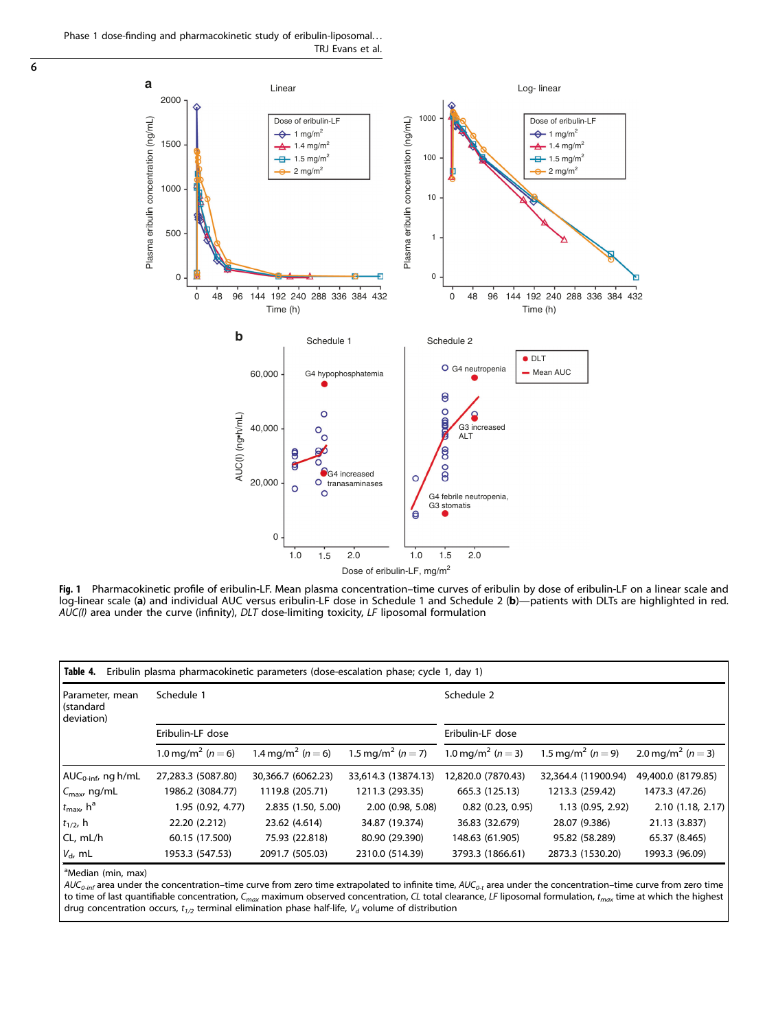**Fig. 1** Pharmacokinetic profile of eribulin-LF. Mean plasma concentration–time curves of eribulin by dose of eribulin-LF on a linear scale and log-linear scale (**a**) and individual AUC versus eribulin-LF dose in Schedule 1 and Schedule 2 (**b**)—patients with DLTs are highlighted in red. *AUC(I)* area under the curve (infinity), *DLT* dose-limiting toxicity, *LF* liposomal formulation

**Table 4.** Eribulin plasma pharmacokinetic parameters (dose-escalation phase; cycle 1, day 1)

| Parameter, mean (standard deviation) | Schedule 1 | | | Schedule 2 | | |
|---|---|---|---|---|---|---|
| | Eribulin-LF dose | | | Eribulin-LF dose | | |
| | 1.0 mg/m² ($n = 6$) | 1.4 mg/m² ($n = 6$) | 1.5 mg/m² ($n = 7$) | 1.0 mg/m² ($n = 3$) | 1.5 mg/m² ($n = 9$) | 2.0 mg/m² ($n = 3$) |
| $AUC_{0\text{-inf}}$, ng h/mL | 27,283.3 (5087.80) | 30,366.7 (6062.23) | 33,614.3 (13874.13) | 12,820.0 (7870.43) | 32,364.4 (11900.94) | 49,400.0 (8179.85) |
| $C_{max}$, ng/mL | 1986.2 (3084.77) | 1119.8 (205.71) | 1211.3 (293.35) | 665.3 (125.13) | 1213.3 (259.42) | 1473.3 (47.26) |
| $t_{max}$, h[a] | 1.95 (0.92, 4.77) | 2.835 (1.50, 5.00) | 2.00 (0.98, 5.08) | 0.82 (0.23, 0.95) | 1.13 (0.95, 2.92) | 2.10 (1.18, 2.17) |
| $t_{1/2}$, h | 22.20 (2.212) | 23.62 (4.614) | 34.87 (19.374) | 36.83 (32.679) | 28.07 (9.386) | 21.13 (3.837) |
| CL, mL/h | 60.15 (17.500) | 75.93 (22.818) | 80.90 (29.390) | 148.63 (61.905) | 95.82 (58.289) | 65.37 (8.465) |
| $V_d$, mL | 1953.3 (547.53) | 2091.7 (505.03) | 2310.0 (514.39) | 3793.3 (1866.61) | 2873.3 (1530.20) | 1993.3 (96.09) |

[a]Median (min, max)

*$AUC_{0\text{-inf}}$* area under the concentration–time curve from zero time extrapolated to infinite time, *$AUC_{0\text{-}t}$* area under the concentration–time curve from zero time to time of last quantifiable concentration, *$C_{max}$* maximum observed concentration, *CL* total clearance, *LF* liposomal formulation, *$t_{max}$* time at which the highest drug concentration occurs, *$t_{1/2}$* terminal elimination phase half-life, *$V_d$* volume of distribution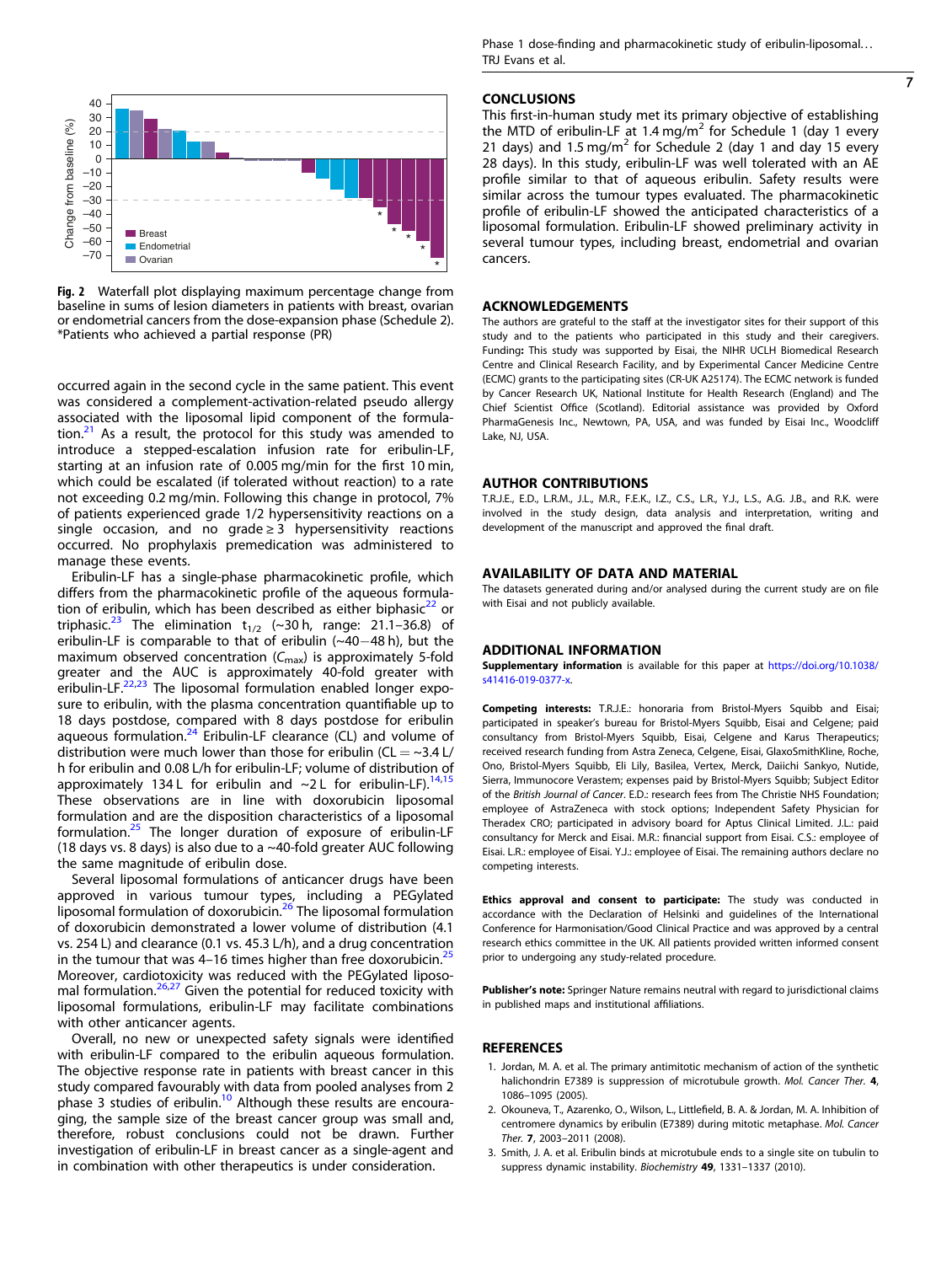Fig. 2 Waterfall plot displaying maximum percentage change from baseline in sums of lesion diameters in patients with breast, ovarian or endometrial cancers from the dose-expansion phase (Schedule 2). *Patients who achieved a partial response (PR)

occurred again in the second cycle in the same patient. This event was considered a complement-activation-related pseudo allergy associated with the liposomal lipid component of the formulation.[21] As a result, the protocol for this study was amended to introduce a stepped-escalation infusion rate for eribulin-LF, starting at an infusion rate of 0.005 mg/min for the first 10 min, which could be escalated (if tolerated without reaction) to a rate not exceeding 0.2 mg/min. Following this change in protocol, 7% of patients experienced grade 1/2 hypersensitivity reactions on a single occasion, and no grade ≥ 3 hypersensitivity reactions occurred. No prophylaxis premedication was administered to manage these events.

Eribulin-LF has a single-phase pharmacokinetic profile, which differs from the pharmacokinetic profile of the aqueous formulation of eribulin, which has been described as either biphasic[22] or triphasic.[23] The elimination $t_{1/2}$ (~30 h, range: 21.1–36.8) of eribulin-LF is comparable to that of eribulin (~40−48 h), but the maximum observed concentration ($C_{max}$) is approximately 5-fold greater and the AUC is approximately 40-fold greater with eribulin-LF.[22,23] The liposomal formulation enabled longer exposure to eribulin, with the plasma concentration quantifiable up to 18 days postdose, compared with 8 days postdose for eribulin aqueous formulation.[24] Eribulin-LF clearance (CL) and volume of distribution were much lower than those for eribulin (CL = ~3.4 L/h for eribulin and 0.08 L/h for eribulin-LF; volume of distribution of approximately 134 L for eribulin and ~2 L for eribulin-LF).[14,15] These observations are in line with doxorubicin liposomal formulation and are the disposition characteristics of a liposomal formulation.[25] The longer duration of exposure of eribulin-LF (18 days vs. 8 days) is also due to a ~40-fold greater AUC following the same magnitude of eribulin dose.

Several liposomal formulations of anticancer drugs have been approved in various tumour types, including a PEGylated liposomal formulation of doxorubicin.[26] The liposomal formulation of doxorubicin demonstrated a lower volume of distribution (4.1 vs. 254 L) and clearance (0.1 vs. 45.3 L/h), and a drug concentration in the tumour that was 4–16 times higher than free doxorubicin.[25] Moreover, cardiotoxicity was reduced with the PEGylated liposomal formulation.[26,27] Given the potential for reduced toxicity with liposomal formulations, eribulin-LF may facilitate combinations with other anticancer agents.

Overall, no new or unexpected safety signals were identified with eribulin-LF compared to the eribulin aqueous formulation. The objective response rate in patients with breast cancer in this study compared favourably with data from pooled analyses from 2 phase 3 studies of eribulin.[10] Although these results are encouraging, the sample size of the breast cancer group was small and, therefore, robust conclusions could not be drawn. Further investigation of eribulin-LF in breast cancer as a single-agent and in combination with other therapeutics is under consideration.

## CONCLUSIONS

This first-in-human study met its primary objective of establishing the MTD of eribulin-LF at 1.4 mg/m$^2$ for Schedule 1 (day 1 every 21 days) and 1.5 mg/m$^2$ for Schedule 2 (day 1 and day 15 every 28 days). In this study, eribulin-LF was well tolerated with an AE profile similar to that of aqueous eribulin. Safety results were similar across the tumour types evaluated. The pharmacokinetic profile of eribulin-LF showed the anticipated characteristics of a liposomal formulation. Eribulin-LF showed preliminary activity in several tumour types, including breast, endometrial and ovarian cancers.

## ACKNOWLEDGEMENTS

The authors are grateful to the staff at the investigator sites for their support of this study and to the patients who participated in this study and their caregivers. Funding**:** This study was supported by Eisai, the NIHR UCLH Biomedical Research Centre and Clinical Research Facility, and by Experimental Cancer Medicine Centre (ECMC) grants to the participating sites (CR-UK A25174). The ECMC network is funded by Cancer Research UK, National Institute for Health Research (England) and The Chief Scientist Office (Scotland). Editorial assistance was provided by Oxford PharmaGenesis Inc., Newtown, PA, USA, and was funded by Eisai Inc., Woodcliff Lake, NJ, USA.

## AUTHOR CONTRIBUTIONS

T.R.J.E., E.D., L.R.M., J.L., M.R., F.E.K., I.Z., C.S., L.R., Y.J., L.S., A.G. J.B., and R.K. were involved in the study design, data analysis and interpretation, writing and development of the manuscript and approved the final draft.

## AVAILABILITY OF DATA AND MATERIAL

The datasets generated during and/or analysed during the current study are on file with Eisai and not publicly available.

## ADDITIONAL INFORMATION

**Supplementary information** is available for this paper at https://doi.org/10.1038/s41416-019-0377-x.

**Competing interests:** T.R.J.E.: honoraria from Bristol-Myers Squibb and Eisai; participated in speaker's bureau for Bristol-Myers Squibb, Eisai and Celgene; paid consultancy from Bristol-Myers Squibb, Eisai, Celgene and Karus Therapeutics; received research funding from Astra Zeneca, Celgene, Eisai, GlaxoSmithKline, Roche, Ono, Bristol-Myers Squibb, Eli Lily, Basilea, Vertex, Merck, Daiichi Sankyo, Nutide, Sierra, Immunocore Verastem; expenses paid by Bristol-Myers Squibb; Subject Editor of the *British Journal of Cancer*. E.D.: research fees from The Christie NHS Foundation; employee of AstraZeneca with stock options; Independent Safety Physician for Theradex CRO; participated in advisory board for Aptus Clinical Limited. J.L.: paid consultancy for Merck and Eisai. M.R.: financial support from Eisai. C.S.: employee of Eisai. L.R.: employee of Eisai. Y.J.: employee of Eisai. The remaining authors declare no competing interests.

**Ethics approval and consent to participate:** The study was conducted in accordance with the Declaration of Helsinki and guidelines of the International Conference for Harmonisation/Good Clinical Practice and was approved by a central research ethics committee in the UK. All patients provided written informed consent prior to undergoing any study-related procedure.

**Publisher's note:** Springer Nature remains neutral with regard to jurisdictional claims in published maps and institutional affiliations.

## REFERENCES

1. Jordan, M. A. et al. The primary antimitotic mechanism of action of the synthetic halichondrin E7389 is suppression of microtubule growth. *Mol. Cancer Ther.* **4**, 1086–1095 (2005).
2. Okouneva, T., Azarenko, O., Wilson, L., Littlefield, B. A. & Jordan, M. A. Inhibition of centromere dynamics by eribulin (E7389) during mitotic metaphase. *Mol. Cancer Ther.* **7**, 2003–2011 (2008).
3. Smith, J. A. et al. Eribulin binds at microtubule ends to a single site on tubulin to suppress dynamic instability. *Biochemistry* **49**, 1331–1337 (2010).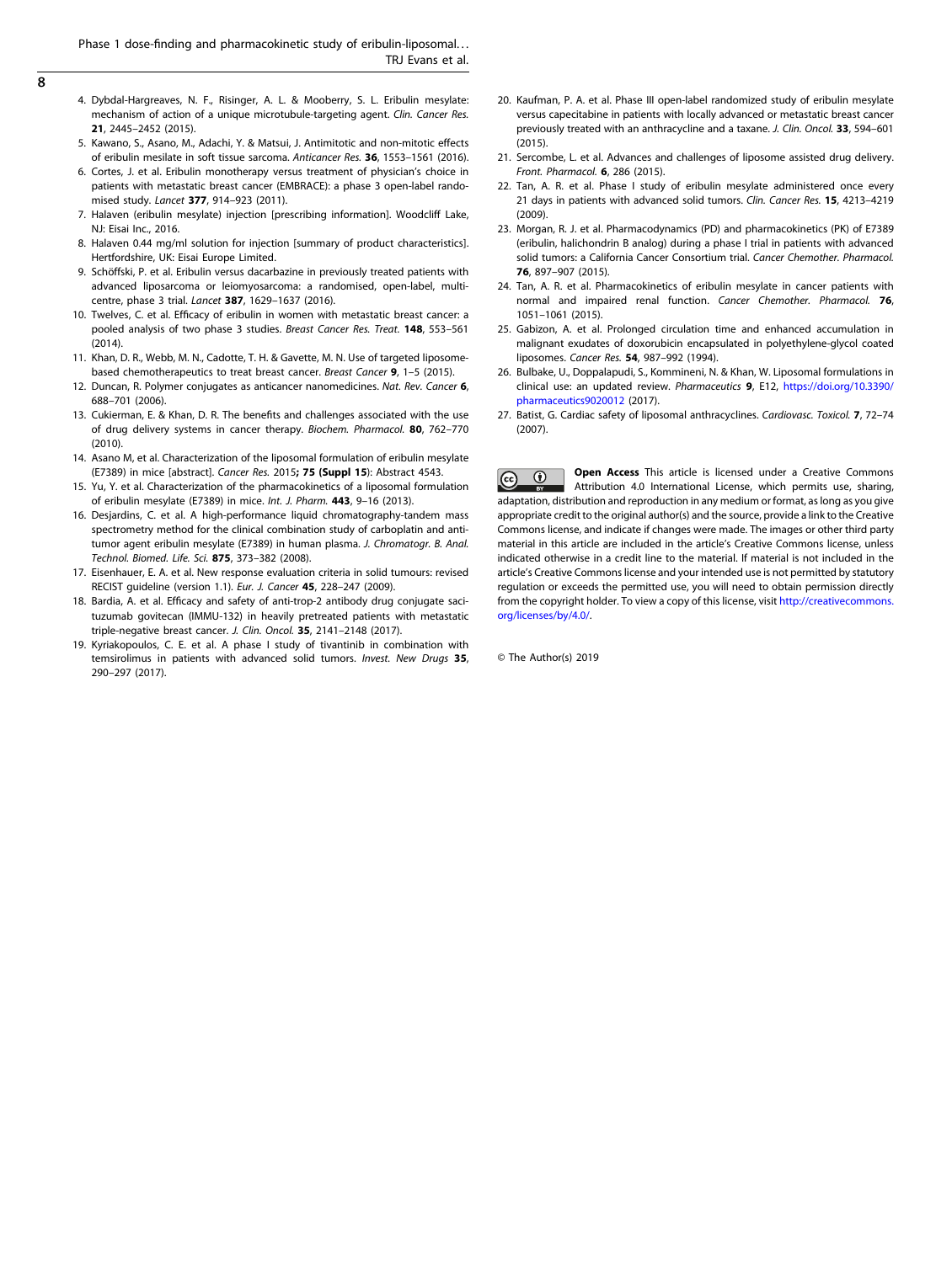4. Dybdal-Hargreaves, N. F., Risinger, A. L. & Mooberry, S. L. Eribulin mesylate: mechanism of action of a unique microtubule-targeting agent. *Clin. Cancer Res.* **21**, 2445–2452 (2015).
5. Kawano, S., Asano, M., Adachi, Y. & Matsui, J. Antimitotic and non-mitotic effects of eribulin mesilate in soft tissue sarcoma. *Anticancer Res.* **36**, 1553–1561 (2016).
6. Cortes, J. et al. Eribulin monotherapy versus treatment of physician's choice in patients with metastatic breast cancer (EMBRACE): a phase 3 open-label randomised study. *Lancet* **377**, 914–923 (2011).
7. Halaven (eribulin mesylate) injection [prescribing information]. Woodcliff Lake, NJ: Eisai Inc., 2016.
8. Halaven 0.44 mg/ml solution for injection [summary of product characteristics]. Hertfordshire, UK: Eisai Europe Limited.
9. Schöffski, P. et al. Eribulin versus dacarbazine in previously treated patients with advanced liposarcoma or leiomyosarcoma: a randomised, open-label, multicentre, phase 3 trial. *Lancet* **387**, 1629–1637 (2016).
10. Twelves, C. et al. Efficacy of eribulin in women with metastatic breast cancer: a pooled analysis of two phase 3 studies. *Breast Cancer Res. Treat.* **148**, 553–561 (2014).
11. Khan, D. R., Webb, M. N., Cadotte, T. H. & Gavette, M. N. Use of targeted liposome-based chemotherapeutics to treat breast cancer. *Breast Cancer* **9**, 1–5 (2015).
12. Duncan, R. Polymer conjugates as anticancer nanomedicines. *Nat. Rev. Cancer* **6**, 688–701 (2006).
13. Cukierman, E. & Khan, D. R. The benefits and challenges associated with the use of drug delivery systems in cancer therapy. *Biochem. Pharmacol.* **80**, 762–770 (2010).
14. Asano M, et al. Characterization of the liposomal formulation of eribulin mesylate (E7389) in mice [abstract]. *Cancer Res.* 2015**; 75 (Suppl 15**): Abstract 4543.
15. Yu, Y. et al. Characterization of the pharmacokinetics of a liposomal formulation of eribulin mesylate (E7389) in mice. *Int. J. Pharm.* **443**, 9–16 (2013).
16. Desjardins, C. et al. A high-performance liquid chromatography-tandem mass spectrometry method for the clinical combination study of carboplatin and anti-tumor agent eribulin mesylate (E7389) in human plasma. *J. Chromatogr. B. Anal. Technol. Biomed. Life. Sci.* **875**, 373–382 (2008).
17. Eisenhauer, E. A. et al. New response evaluation criteria in solid tumours: revised RECIST guideline (version 1.1). *Eur. J. Cancer* **45**, 228–247 (2009).
18. Bardia, A. et al. Efficacy and safety of anti-trop-2 antibody drug conjugate sacituzumab govitecan (IMMU-132) in heavily pretreated patients with metastatic triple-negative breast cancer. *J. Clin. Oncol.* **35**, 2141–2148 (2017).
19. Kyriakopoulos, C. E. et al. A phase I study of tivantinib in combination with temsirolimus in patients with advanced solid tumors. *Invest. New Drugs* **35**, 290–297 (2017).
20. Kaufman, P. A. et al. Phase III open-label randomized study of eribulin mesylate versus capecitabine in patients with locally advanced or metastatic breast cancer previously treated with an anthracycline and a taxane. *J. Clin. Oncol.* **33**, 594–601 (2015).
21. Sercombe, L. et al. Advances and challenges of liposome assisted drug delivery. *Front. Pharmacol.* **6**, 286 (2015).
22. Tan, A. R. et al. Phase I study of eribulin mesylate administered once every 21 days in patients with advanced solid tumors. *Clin. Cancer Res.* **15**, 4213–4219 (2009).
23. Morgan, R. J. et al. Pharmacodynamics (PD) and pharmacokinetics (PK) of E7389 (eribulin, halichondrin B analog) during a phase I trial in patients with advanced solid tumors: a California Cancer Consortium trial. *Cancer Chemother. Pharmacol.* **76**, 897–907 (2015).
24. Tan, A. R. et al. Pharmacokinetics of eribulin mesylate in cancer patients with normal and impaired renal function. *Cancer Chemother. Pharmacol.* **76**, 1051–1061 (2015).
25. Gabizon, A. et al. Prolonged circulation time and enhanced accumulation in malignant exudates of doxorubicin encapsulated in polyethylene-glycol coated liposomes. *Cancer Res.* **54**, 987–992 (1994).
26. Bulbake, U., Doppalapudi, S., Kommineni, N. & Khan, W. Liposomal formulations in clinical use: an updated review. *Pharmaceutics* **9**, E12, https://doi.org/10.3390/pharmaceutics9020012 (2017).
27. Batist, G. Cardiac safety of liposomal anthracyclines. *Cardiovasc. Toxicol.* **7**, 72–74 (2007).

**Open Access** This article is licensed under a Creative Commons Attribution 4.0 International License, which permits use, sharing, adaptation, distribution and reproduction in any medium or format, as long as you give appropriate credit to the original author(s) and the source, provide a link to the Creative Commons license, and indicate if changes were made. The images or other third party material in this article are included in the article's Creative Commons license, unless indicated otherwise in a credit line to the material. If material is not included in the article's Creative Commons license and your intended use is not permitted by statutory regulation or exceeds the permitted use, you will need to obtain permission directly from the copyright holder. To view a copy of this license, visit http://creativecommons.org/licenses/by/4.0/.

© The Author(s) 2019